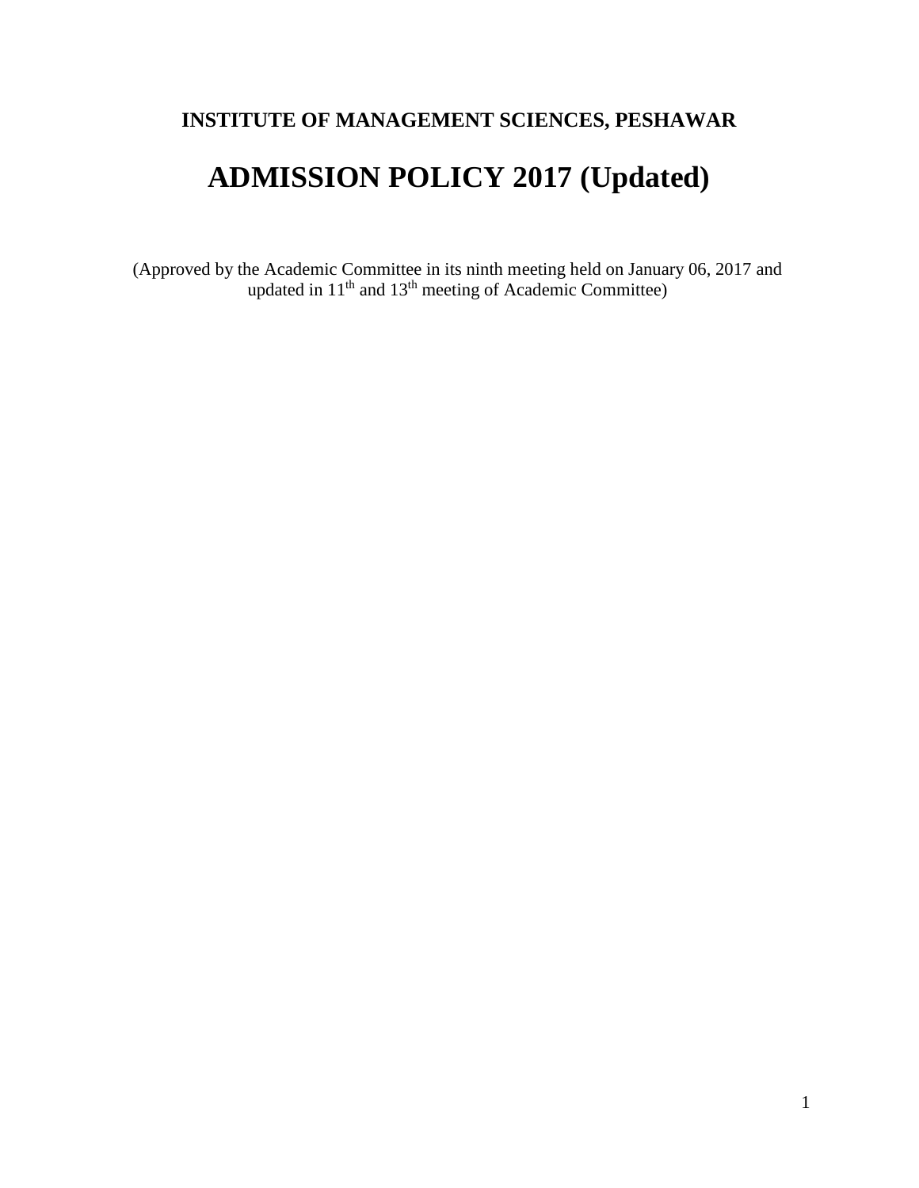**INSTITUTE OF MANAGEMENT SCIENCES, PESHAWAR**

# ADMISSION POLICY 2017 (Updated)

(Approved by the Academic Committee in its ninth meeting held on January 06, 2017 and updated in 11th and 13th meeting of Academic Committee)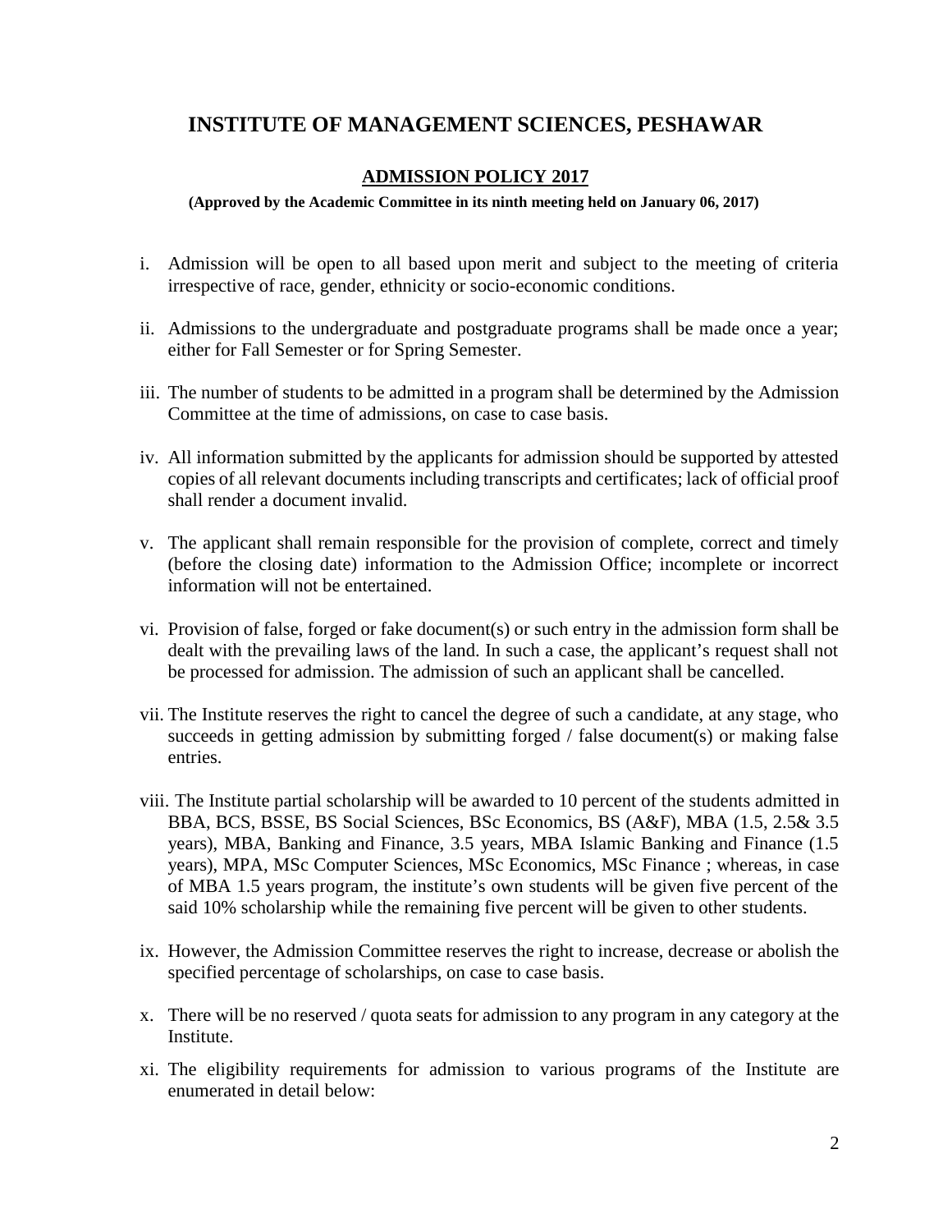# INSTITUTE OF MANAGEMENT SCIENCES, PESHAWAR

## ADMISSION POLICY 2017

**(Approved by the Academic Committee in its ninth meeting held on January 06, 2017)**

i. Admission will be open to all based upon merit and subject to the meeting of criteria irrespective of race, gender, ethnicity or socio-economic conditions.

ii. Admissions to the undergraduate and postgraduate programs shall be made once a year; either for Fall Semester or for Spring Semester.

iii. The number of students to be admitted in a program shall be determined by the Admission Committee at the time of admissions, on case to case basis.

iv. All information submitted by the applicants for admission should be supported by attested copies of all relevant documents including transcripts and certificates; lack of official proof shall render a document invalid.

v. The applicant shall remain responsible for the provision of complete, correct and timely (before the closing date) information to the Admission Office; incomplete or incorrect information will not be entertained.

vi. Provision of false, forged or fake document(s) or such entry in the admission form shall be dealt with the prevailing laws of the land. In such a case, the applicant's request shall not be processed for admission. The admission of such an applicant shall be cancelled.

vii. The Institute reserves the right to cancel the degree of such a candidate, at any stage, who succeeds in getting admission by submitting forged / false document(s) or making false entries.

viii. The Institute partial scholarship will be awarded to 10 percent of the students admitted in BBA, BCS, BSSE, BS Social Sciences, BSc Economics, BS (A&F), MBA (1.5, 2.5& 3.5 years), MBA, Banking and Finance, 3.5 years, MBA Islamic Banking and Finance (1.5 years), MPA, MSc Computer Sciences, MSc Economics, MSc Finance ; whereas, in case of MBA 1.5 years program, the institute's own students will be given five percent of the said 10% scholarship while the remaining five percent will be given to other students.

ix. However, the Admission Committee reserves the right to increase, decrease or abolish the specified percentage of scholarships, on case to case basis.

x. There will be no reserved / quota seats for admission to any program in any category at the Institute.

xi. The eligibility requirements for admission to various programs of the Institute are enumerated in detail below: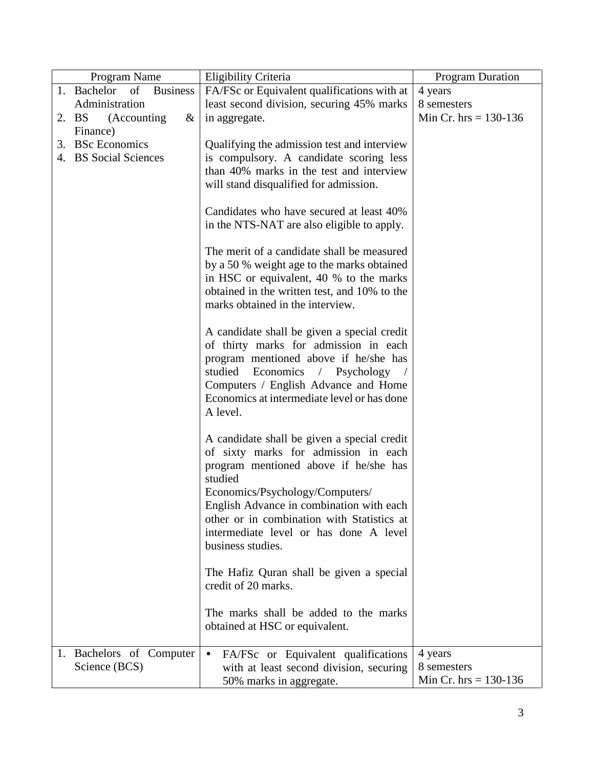| Program Name | Eligibility Criteria | Program Duration |
|---|---|---|
| 1. Bachelor of Business Administration<br>2. BS (Accounting & Finance)<br>3. BSc Economics<br>4. BS Social Sciences | FA/FSc or Equivalent qualifications with at least second division, securing 45% marks in aggregate.<br><br>Qualifying the admission test and interview is compulsory. A candidate scoring less than 40% marks in the test and interview will stand disqualified for admission.<br><br>Candidates who have secured at least 40% in the NTS-NAT are also eligible to apply.<br><br>The merit of a candidate shall be measured by a 50 % weight age to the marks obtained in HSC or equivalent, 40 % to the marks obtained in the written test, and 10% to the marks obtained in the interview.<br><br>A candidate shall be given a special credit of thirty marks for admission in each program mentioned above if he/she has studied Economics / Psychology / Computers / English Advance and Home Economics at intermediate level or has done A level.<br><br>A candidate shall be given a special credit of sixty marks for admission in each program mentioned above if he/she has studied Economics/Psychology/Computers/ English Advance in combination with each other or in combination with Statistics at intermediate level or has done A level business studies.<br><br>The Hafiz Quran shall be given a special credit of 20 marks.<br><br>The marks shall be added to the marks obtained at HSC or equivalent. | 4 years<br>8 semesters<br>Min Cr. hrs = 130-136 |
| 1. Bachelors of Computer Science (BCS) | • FA/FSc or Equivalent qualifications with at least second division, securing 50% marks in aggregate. | 4 years<br>8 semesters<br>Min Cr. hrs = 130-136 |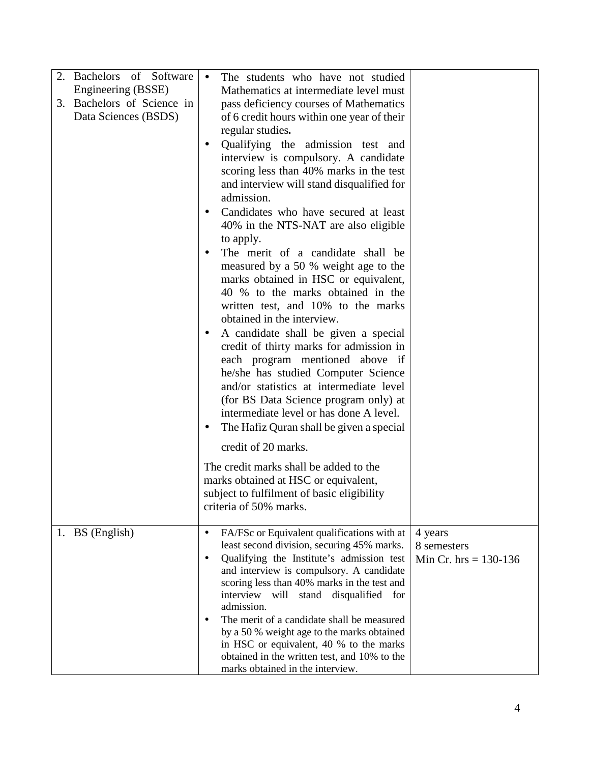| | | |
|---|---|---|
| 2. Bachelors of Software Engineering (BSSE)<br>3. Bachelors of Science in Data Sciences (BSDS) | • The students who have not studied Mathematics at intermediate level must pass deficiency courses of Mathematics of 6 credit hours within one year of their regular studies.<br>• Qualifying the admission test and interview is compulsory. A candidate scoring less than 40% marks in the test and interview will stand disqualified for admission.<br>• Candidates who have secured at least 40% in the NTS-NAT are also eligible to apply.<br>• The merit of a candidate shall be measured by a 50 % weight age to the marks obtained in HSC or equivalent, 40 % to the marks obtained in the written test, and 10% to the marks obtained in the interview.<br>• A candidate shall be given a special credit of thirty marks for admission in each program mentioned above if he/she has studied Computer Science and/or statistics at intermediate level (for BS Data Science program only) at intermediate level or has done A level.<br>• The Hafiz Quran shall be given a special credit of 20 marks.<br><br>The credit marks shall be added to the marks obtained at HSC or equivalent, subject to fulfilment of basic eligibility criteria of 50% marks. | |
| 1. BS (English) | • FA/FSc or Equivalent qualifications with at least second division, securing 45% marks.<br>• Qualifying the Institute's admission test and interview is compulsory. A candidate scoring less than 40% marks in the test and interview will stand disqualified for admission.<br>• The merit of a candidate shall be measured by a 50 % weight age to the marks obtained in HSC or equivalent, 40 % to the marks obtained in the written test, and 10% to the marks obtained in the interview. | 4 years<br>8 semesters<br>Min Cr. hrs = 130-136 |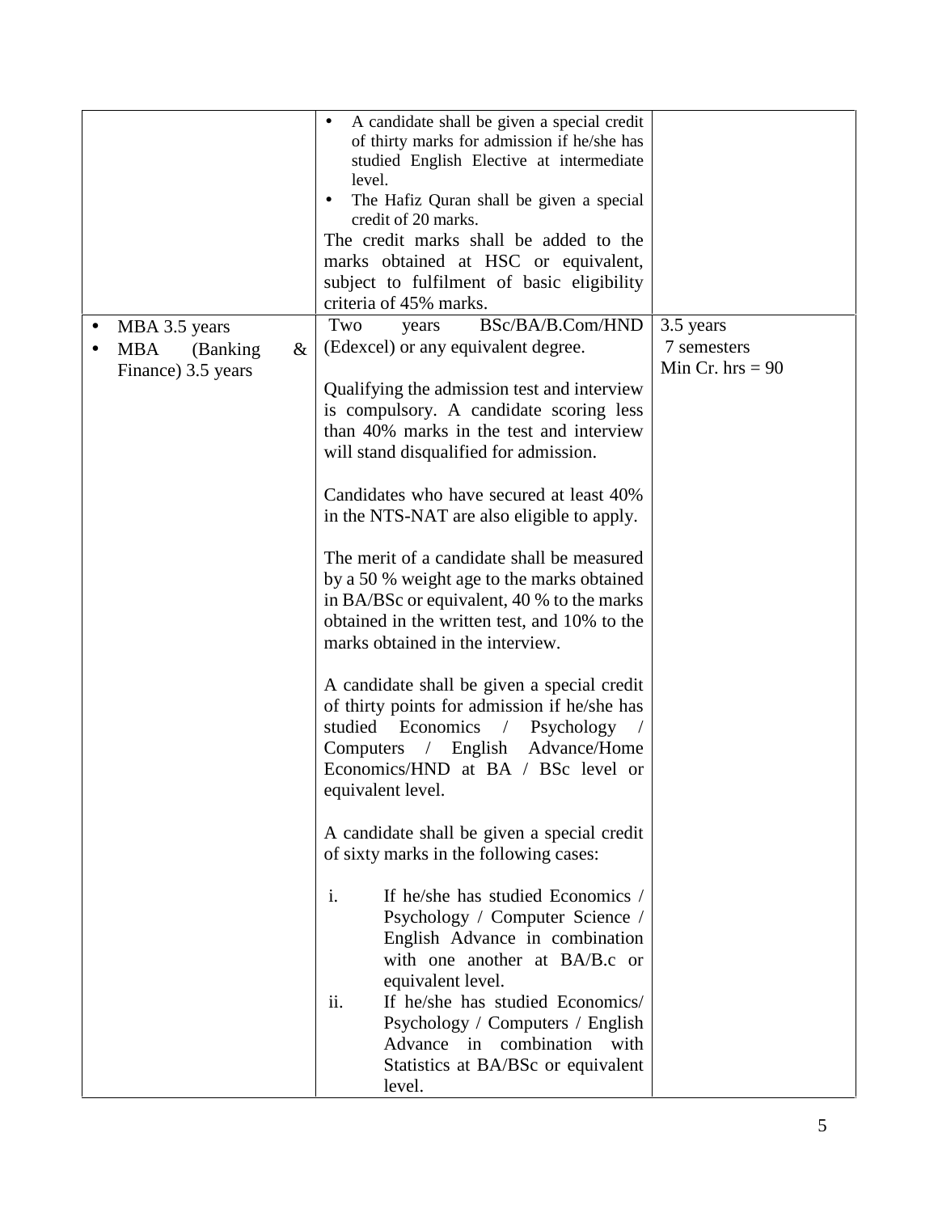| | | |
|---|---|---|
| | • A candidate shall be given a special credit of thirty marks for admission if he/she has studied English Elective at intermediate level.<br>• The Hafiz Quran shall be given a special credit of 20 marks.<br>The credit marks shall be added to the marks obtained at HSC or equivalent, subject to fulfilment of basic eligibility criteria of 45% marks. | |
| • MBA 3.5 years<br>• MBA (Banking & Finance) 3.5 years | Two years BSc/BA/B.Com/HND (Edexcel) or any equivalent degree.<br><br>Qualifying the admission test and interview is compulsory. A candidate scoring less than 40% marks in the test and interview will stand disqualified for admission.<br><br>Candidates who have secured at least 40% in the NTS-NAT are also eligible to apply.<br><br>The merit of a candidate shall be measured by a 50 % weight age to the marks obtained in BA/BSc or equivalent, 40 % to the marks obtained in the written test, and 10% to the marks obtained in the interview.<br><br>A candidate shall be given a special credit of thirty points for admission if he/she has studied Economics / Psychology / Computers / English Advance/Home Economics/HND at BA / BSc level or equivalent level.<br><br>A candidate shall be given a special credit of sixty marks in the following cases:<br><br>i. If he/she has studied Economics / Psychology / Computer Science / English Advance in combination with one another at BA/B.c or equivalent level.<br>ii. If he/she has studied Economics/ Psychology / Computers / English Advance in combination with Statistics at BA/BSc or equivalent level. | 3.5 years<br>7 semesters<br>Min Cr. hrs = 90 |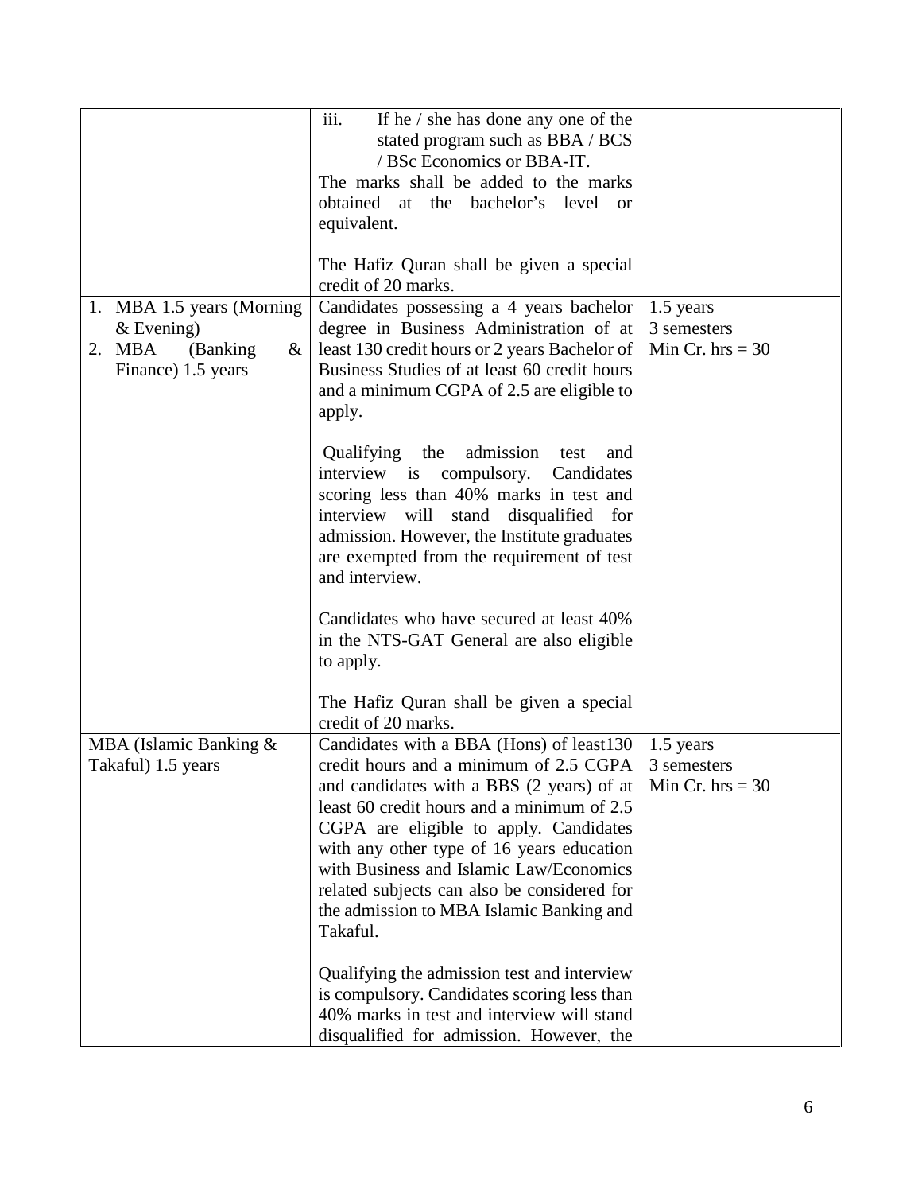| | | |
|---|---|---|
| | iii. If he / she has done any one of the stated program such as BBA / BCS / BSc Economics or BBA-IT.<br>The marks shall be added to the marks obtained at the bachelor's level or equivalent.<br><br>The Hafiz Quran shall be given a special credit of 20 marks. | |
| 1. MBA 1.5 years (Morning & Evening)<br>2. MBA (Banking & Finance) 1.5 years | Candidates possessing a 4 years bachelor degree in Business Administration of at least 130 credit hours or 2 years Bachelor of Business Studies of at least 60 credit hours and a minimum CGPA of 2.5 are eligible to apply.<br><br>Qualifying the admission test and interview is compulsory. Candidates scoring less than 40% marks in test and interview will stand disqualified for admission. However, the Institute graduates are exempted from the requirement of test and interview.<br><br>Candidates who have secured at least 40% in the NTS-GAT General are also eligible to apply.<br><br>The Hafiz Quran shall be given a special credit of 20 marks. | 1.5 years<br>3 semesters<br>Min Cr. hrs = 30 |
| MBA (Islamic Banking & Takaful) 1.5 years | Candidates with a BBA (Hons) of least130 credit hours and a minimum of 2.5 CGPA and candidates with a BBS (2 years) of at least 60 credit hours and a minimum of 2.5 CGPA are eligible to apply. Candidates with any other type of 16 years education with Business and Islamic Law/Economics related subjects can also be considered for the admission to MBA Islamic Banking and Takaful.<br><br>Qualifying the admission test and interview is compulsory. Candidates scoring less than 40% marks in test and interview will stand disqualified for admission. However, the | 1.5 years<br>3 semesters<br>Min Cr. hrs = 30 |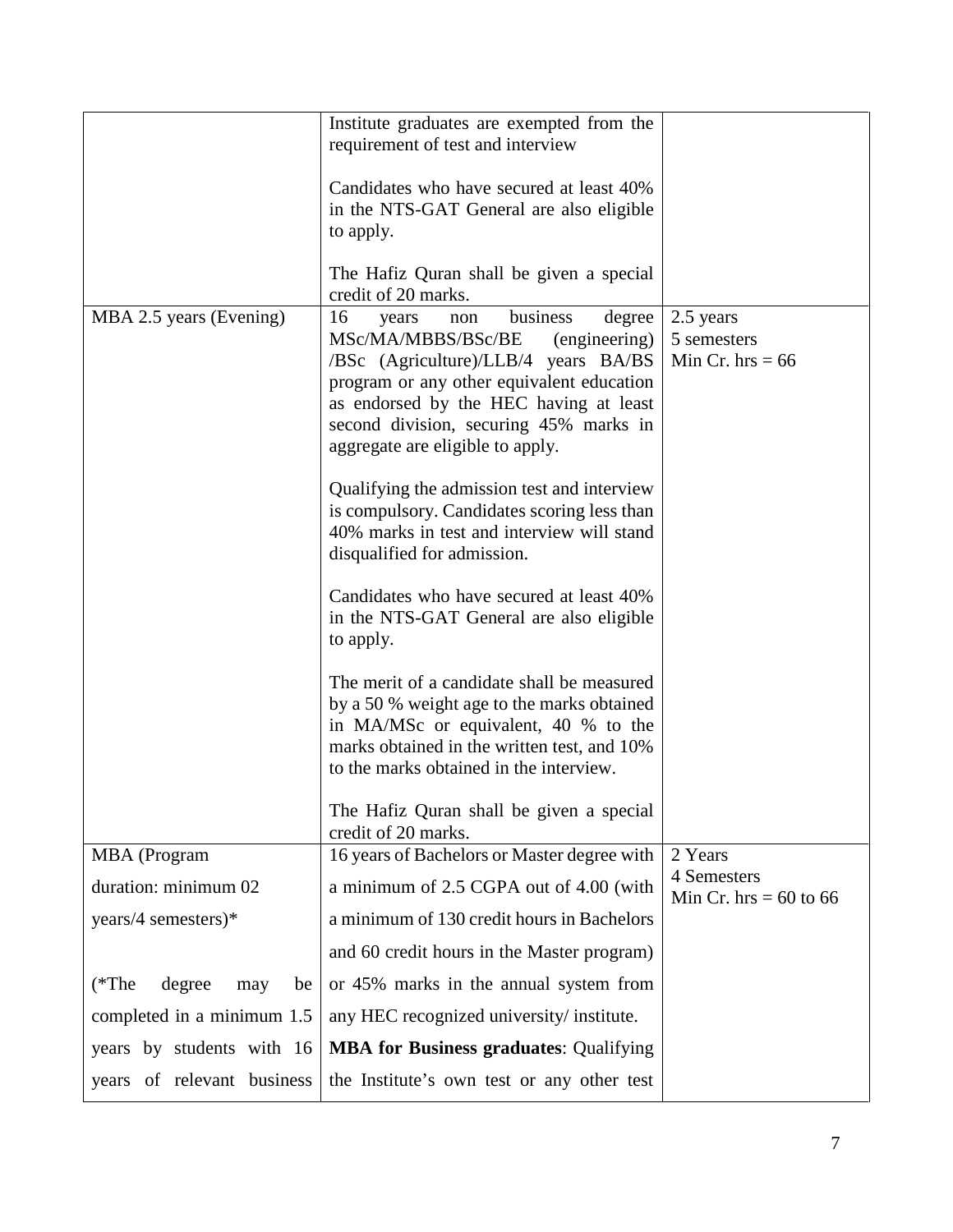| | | |
|---|---|---|
| | Institute graduates are exempted from the requirement of test and interview<br><br>Candidates who have secured at least 40% in the NTS-GAT General are also eligible to apply.<br><br>The Hafiz Quran shall be given a special credit of 20 marks. | |
| MBA 2.5 years (Evening) | 16 years non business degree MSc/MA/MBBS/BSc/BE (engineering) /BSc (Agriculture)/LLB/4 years BA/BS program or any other equivalent education as endorsed by the HEC having at least second division, securing 45% marks in aggregate are eligible to apply.<br><br>Qualifying the admission test and interview is compulsory. Candidates scoring less than 40% marks in test and interview will stand disqualified for admission.<br><br>Candidates who have secured at least 40% in the NTS-GAT General are also eligible to apply.<br><br>The merit of a candidate shall be measured by a 50 % weight age to the marks obtained in MA/MSc or equivalent, 40 % to the marks obtained in the written test, and 10% to the marks obtained in the interview.<br><br>The Hafiz Quran shall be given a special credit of 20 marks. | 2.5 years<br>5 semesters<br>Min Cr. hrs = 66 |
| MBA (Program duration: minimum 02 years/4 semesters)*<br><br>(*The degree may be completed in a minimum 1.5 years by students with 16 years of relevant business | 16 years of Bachelors or Master degree with a minimum of 2.5 CGPA out of 4.00 (with a minimum of 130 credit hours in Bachelors and 60 credit hours in the Master program) or 45% marks in the annual system from any HEC recognized university/ institute.<br>**MBA for Business graduates**: Qualifying the Institute's own test or any other test | 2 Years<br>4 Semesters<br>Min Cr. hrs = 60 to 66 |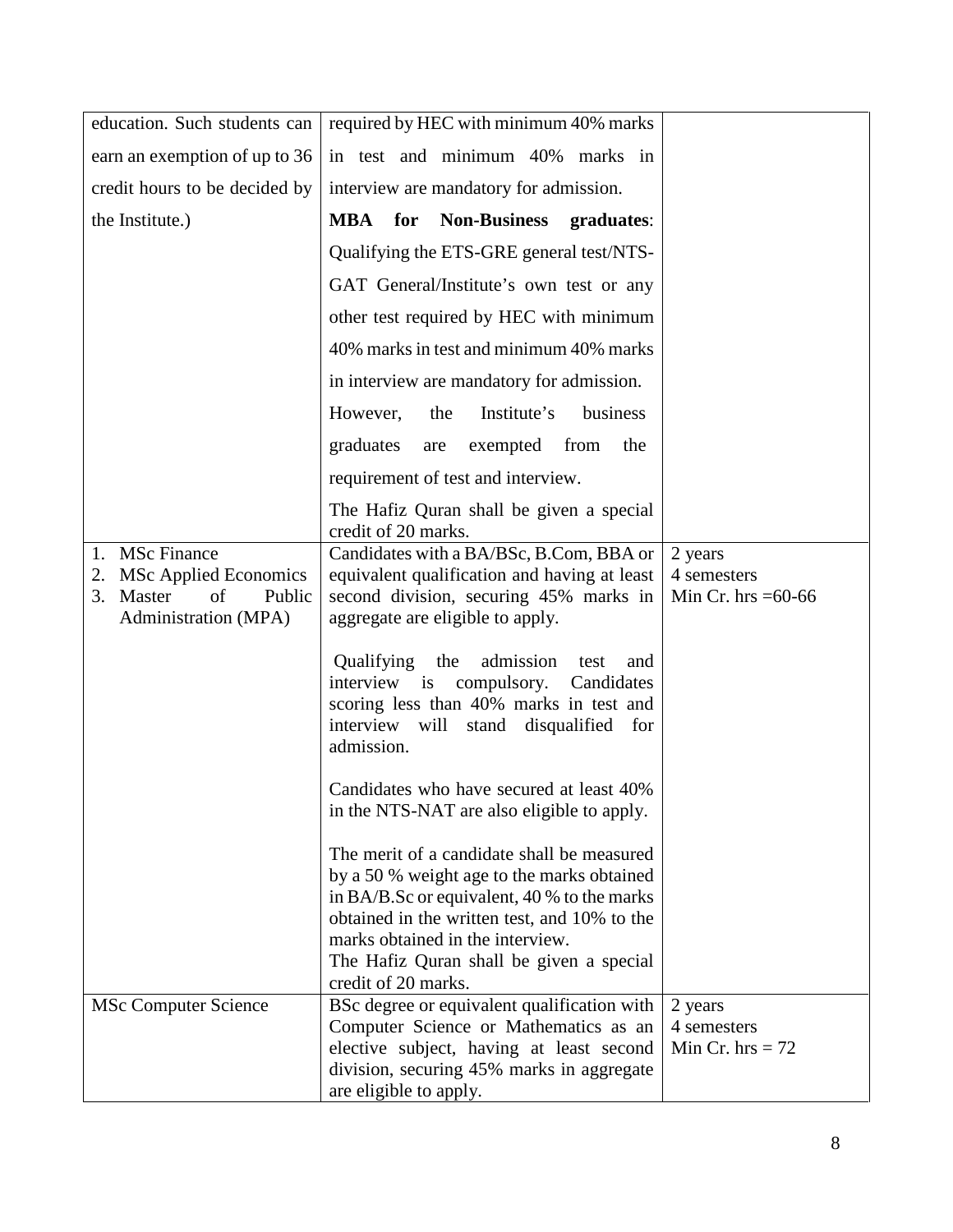| | | |
|---|---|---|
| education. Such students can earn an exemption of up to 36 credit hours to be decided by the Institute.) | required by HEC with minimum 40% marks in test and minimum 40% marks in interview are mandatory for admission.<br>**MBA for Non-Business graduates**: Qualifying the ETS-GRE general test/NTS-GAT General/Institute's own test or any other test required by HEC with minimum 40% marks in test and minimum 40% marks in interview are mandatory for admission. However, the Institute's business graduates are exempted from the requirement of test and interview.<br>The Hafiz Quran shall be given a special credit of 20 marks. | |
| 1. MSc Finance<br>2. MSc Applied Economics<br>3. Master of Public Administration (MPA) | Candidates with a BA/BSc, B.Com, BBA or equivalent qualification and having at least second division, securing 45% marks in aggregate are eligible to apply.<br><br>Qualifying the admission test and interview is compulsory. Candidates scoring less than 40% marks in test and interview will stand disqualified for admission.<br><br>Candidates who have secured at least 40% in the NTS-NAT are also eligible to apply.<br><br>The merit of a candidate shall be measured by a 50 % weight age to the marks obtained in BA/B.Sc or equivalent, 40 % to the marks obtained in the written test, and 10% to the marks obtained in the interview.<br>The Hafiz Quran shall be given a special credit of 20 marks. | 2 years<br>4 semesters<br>Min Cr. hrs =60-66 |
| MSc Computer Science | BSc degree or equivalent qualification with Computer Science or Mathematics as an elective subject, having at least second division, securing 45% marks in aggregate are eligible to apply. | 2 years<br>4 semesters<br>Min Cr. hrs = 72 |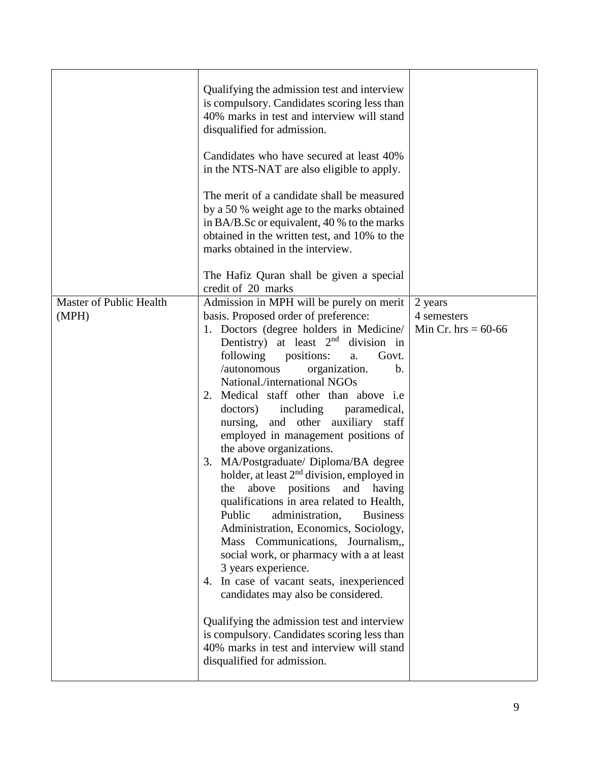| | | |
|---|---|---|
| | Qualifying the admission test and interview is compulsory. Candidates scoring less than 40% marks in test and interview will stand disqualified for admission.<br><br>Candidates who have secured at least 40% in the NTS-NAT are also eligible to apply.<br><br>The merit of a candidate shall be measured by a 50 % weight age to the marks obtained in BA/B.Sc or equivalent, 40 % to the marks obtained in the written test, and 10% to the marks obtained in the interview.<br><br>The Hafiz Quran shall be given a special credit of 20 marks | |
| Master of Public Health (MPH) | Admission in MPH will be purely on merit basis. Proposed order of preference:<br>1. Doctors (degree holders in Medicine/ Dentistry) at least 2nd division in following positions: a. Govt. /autonomous organization. b. National./international NGOs<br>2. Medical staff other than above i.e doctors) including paramedical, nursing, and other auxiliary staff employed in management positions of the above organizations.<br>3. MA/Postgraduate/ Diploma/BA degree holder, at least 2nd division, employed in the above positions and having qualifications in area related to Health, Public administration, Business Administration, Economics, Sociology, Mass Communications, Journalism,, social work, or pharmacy with a at least 3 years experience.<br>4. In case of vacant seats, inexperienced candidates may also be considered.<br><br>Qualifying the admission test and interview is compulsory. Candidates scoring less than 40% marks in test and interview will stand disqualified for admission. | 2 years<br>4 semesters<br>Min Cr. hrs = 60-66 |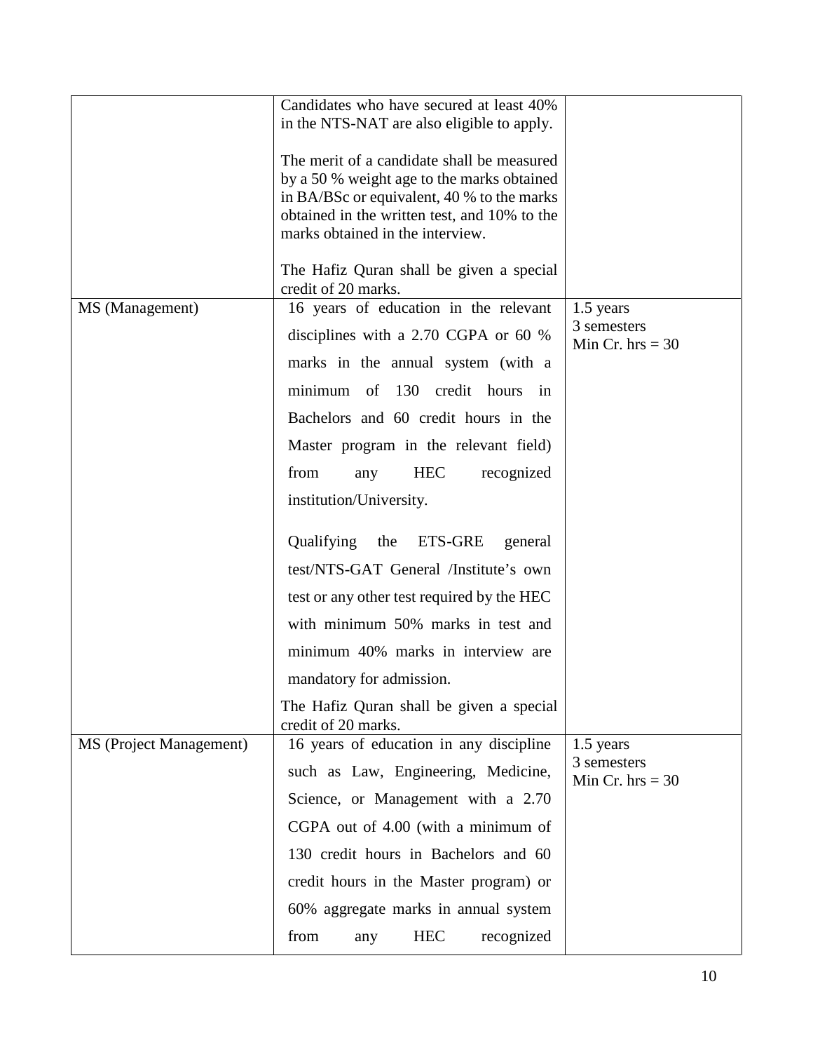| | | |
|---|---|---|
| | Candidates who have secured at least 40% in the NTS-NAT are also eligible to apply.<br><br>The merit of a candidate shall be measured by a 50 % weight age to the marks obtained in BA/BSc or equivalent, 40 % to the marks obtained in the written test, and 10% to the marks obtained in the interview.<br><br>The Hafiz Quran shall be given a special credit of 20 marks. | |
| MS (Management) | 16 years of education in the relevant disciplines with a 2.70 CGPA or 60 % marks in the annual system (with a minimum of 130 credit hours in Bachelors and 60 credit hours in the Master program in the relevant field) from any HEC recognized institution/University.<br><br>Qualifying the ETS-GRE general test/NTS-GAT General /Institute's own test or any other test required by the HEC with minimum 50% marks in test and minimum 40% marks in interview are mandatory for admission.<br><br>The Hafiz Quran shall be given a special credit of 20 marks. | 1.5 years<br>3 semesters<br>Min Cr. hrs = 30 |
| MS (Project Management) | 16 years of education in any discipline such as Law, Engineering, Medicine, Science, or Management with a 2.70 CGPA out of 4.00 (with a minimum of 130 credit hours in Bachelors and 60 credit hours in the Master program) or 60% aggregate marks in annual system from any HEC recognized | 1.5 years<br>3 semesters<br>Min Cr. hrs = 30 |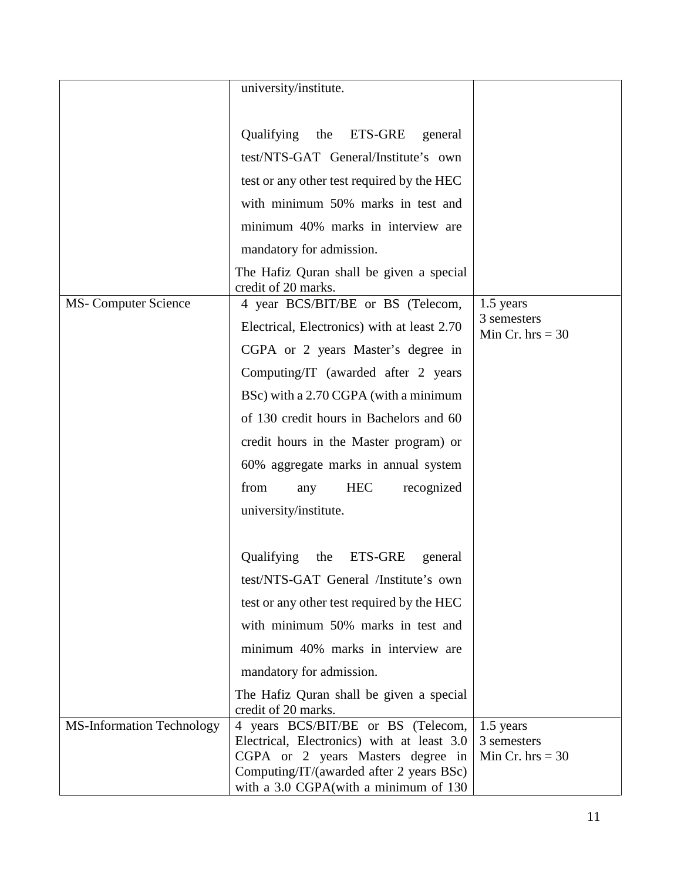| | | |
|---|---|---|
| | university/institute.<br><br>Qualifying the ETS-GRE general test/NTS-GAT General/Institute's own test or any other test required by the HEC with minimum 50% marks in test and minimum 40% marks in interview are mandatory for admission.<br>The Hafiz Quran shall be given a special credit of 20 marks. | |
| MS- Computer Science | 4 year BCS/BIT/BE or BS (Telecom, Electrical, Electronics) with at least 2.70 CGPA or 2 years Master's degree in Computing/IT (awarded after 2 years BSc) with a 2.70 CGPA (with a minimum of 130 credit hours in Bachelors and 60 credit hours in the Master program) or 60% aggregate marks in annual system from any HEC recognized university/institute.<br><br>Qualifying the ETS-GRE general test/NTS-GAT General /Institute's own test or any other test required by the HEC with minimum 50% marks in test and minimum 40% marks in interview are mandatory for admission.<br>The Hafiz Quran shall be given a special credit of 20 marks. | 1.5 years<br>3 semesters<br>Min Cr. hrs = 30 |
| MS-Information Technology | 4 years BCS/BIT/BE or BS (Telecom, Electrical, Electronics) with at least 3.0 CGPA or 2 years Masters degree in Computing/IT/(awarded after 2 years BSc) with a 3.0 CGPA(with a minimum of 130 | 1.5 years<br>3 semesters<br>Min Cr. hrs = 30 |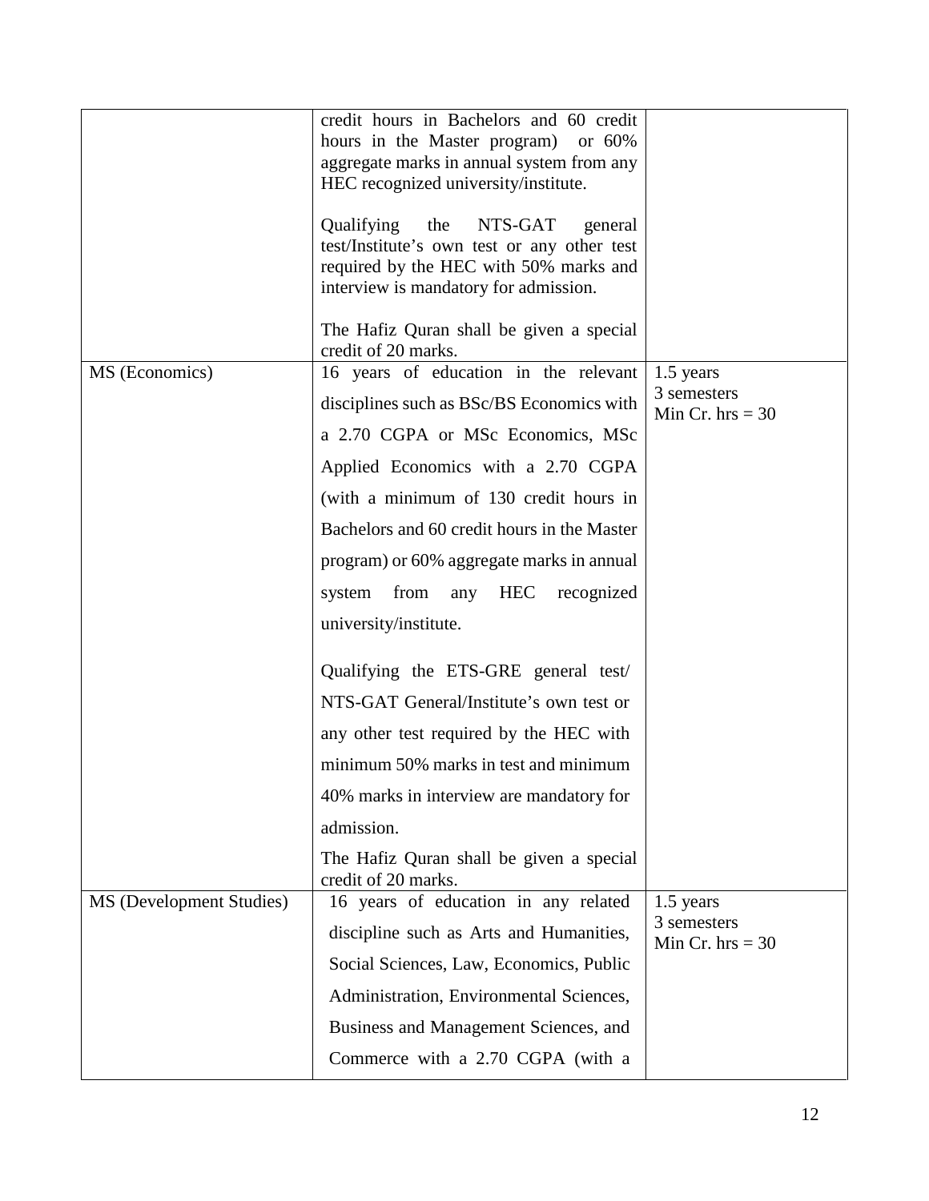| | | |
|---|---|---|
| | credit hours in Bachelors and 60 credit hours in the Master program) or 60% aggregate marks in annual system from any HEC recognized university/institute.<br><br>Qualifying the NTS-GAT general test/Institute's own test or any other test required by the HEC with 50% marks and interview is mandatory for admission.<br><br>The Hafiz Quran shall be given a special credit of 20 marks. | |
| MS (Economics) | 16 years of education in the relevant disciplines such as BSc/BS Economics with a 2.70 CGPA or MSc Economics, MSc Applied Economics with a 2.70 CGPA (with a minimum of 130 credit hours in Bachelors and 60 credit hours in the Master program) or 60% aggregate marks in annual system from any HEC recognized university/institute.<br><br>Qualifying the ETS-GRE general test/ NTS-GAT General/Institute's own test or any other test required by the HEC with minimum 50% marks in test and minimum 40% marks in interview are mandatory for admission.<br>The Hafiz Quran shall be given a special credit of 20 marks. | 1.5 years<br>3 semesters<br>Min Cr. hrs = 30 |
| MS (Development Studies) | 16 years of education in any related discipline such as Arts and Humanities, Social Sciences, Law, Economics, Public Administration, Environmental Sciences, Business and Management Sciences, and Commerce with a 2.70 CGPA (with a | 1.5 years<br>3 semesters<br>Min Cr. hrs = 30 |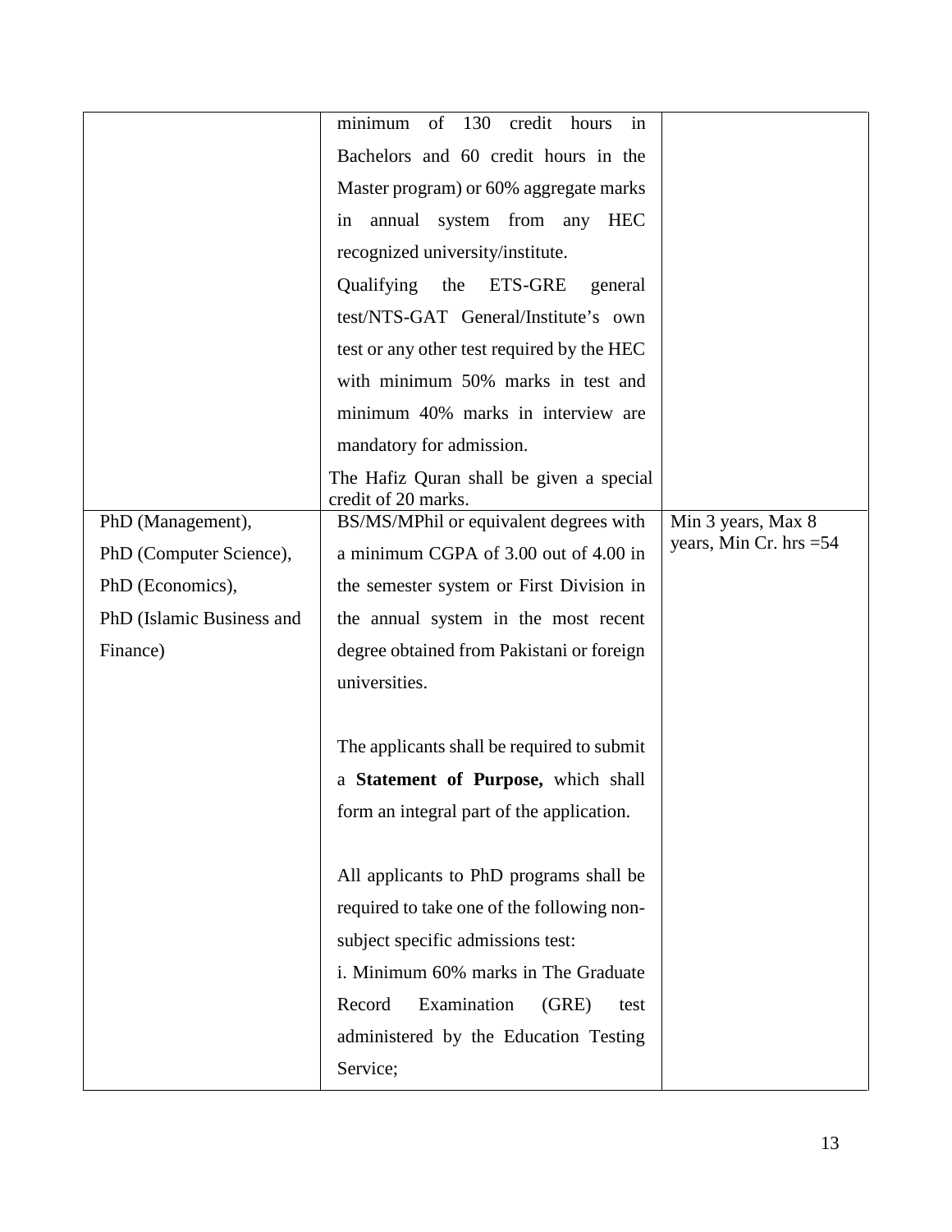| | | |
|---|---|---|
| | minimum of 130 credit hours in Bachelors and 60 credit hours in the Master program) or 60% aggregate marks in annual system from any HEC recognized university/institute.<br>Qualifying the ETS-GRE general test/NTS-GAT General/Institute's own test or any other test required by the HEC with minimum 50% marks in test and minimum 40% marks in interview are mandatory for admission.<br>The Hafiz Quran shall be given a special credit of 20 marks. | |
| PhD (Management),<br>PhD (Computer Science),<br>PhD (Economics),<br>PhD (Islamic Business and Finance) | BS/MS/MPhil or equivalent degrees with a minimum CGPA of 3.00 out of 4.00 in the semester system or First Division in the annual system in the most recent degree obtained from Pakistani or foreign universities.<br><br>The applicants shall be required to submit a **Statement of Purpose,** which shall form an integral part of the application.<br><br>All applicants to PhD programs shall be required to take one of the following non-subject specific admissions test:<br>i. Minimum 60% marks in The Graduate Record Examination (GRE) test administered by the Education Testing Service; | Min 3 years, Max 8 years, Min Cr. hrs =54 |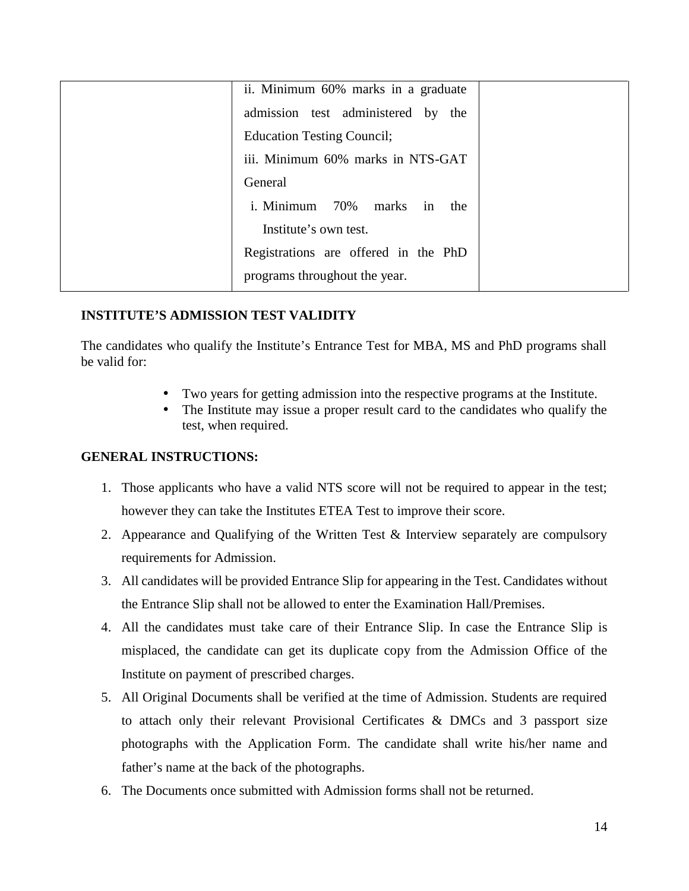| | | |
|---|---|---|
| | ii. Minimum 60% marks in a graduate admission test administered by the Education Testing Council;<br>iii. Minimum 60% marks in NTS-GAT General<br>i. Minimum 70% marks in the Institute's own test.<br>Registrations are offered in the PhD programs throughout the year. | |

**INSTITUTE'S ADMISSION TEST VALIDITY**

The candidates who qualify the Institute's Entrance Test for MBA, MS and PhD programs shall be valid for:

- Two years for getting admission into the respective programs at the Institute.
- The Institute may issue a proper result card to the candidates who qualify the test, when required.

**GENERAL INSTRUCTIONS:**

1. Those applicants who have a valid NTS score will not be required to appear in the test; however they can take the Institutes ETEA Test to improve their score.
2. Appearance and Qualifying of the Written Test & Interview separately are compulsory requirements for Admission.
3. All candidates will be provided Entrance Slip for appearing in the Test. Candidates without the Entrance Slip shall not be allowed to enter the Examination Hall/Premises.
4. All the candidates must take care of their Entrance Slip. In case the Entrance Slip is misplaced, the candidate can get its duplicate copy from the Admission Office of the Institute on payment of prescribed charges.
5. All Original Documents shall be verified at the time of Admission. Students are required to attach only their relevant Provisional Certificates & DMCs and 3 passport size photographs with the Application Form. The candidate shall write his/her name and father's name at the back of the photographs.
6. The Documents once submitted with Admission forms shall not be returned.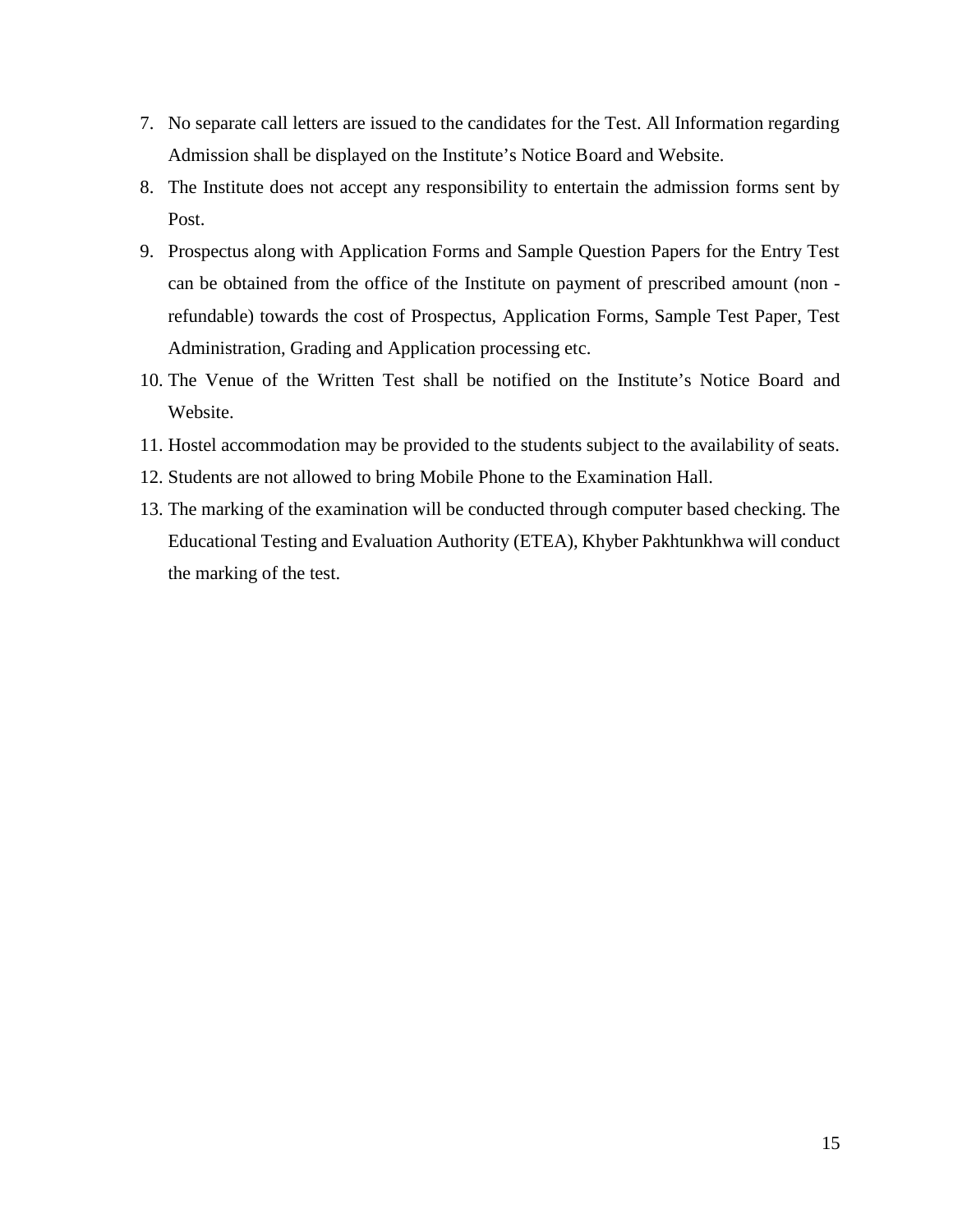7. No separate call letters are issued to the candidates for the Test. All Information regarding Admission shall be displayed on the Institute's Notice Board and Website.
8. The Institute does not accept any responsibility to entertain the admission forms sent by Post.
9. Prospectus along with Application Forms and Sample Question Papers for the Entry Test can be obtained from the office of the Institute on payment of prescribed amount (non - refundable) towards the cost of Prospectus, Application Forms, Sample Test Paper, Test Administration, Grading and Application processing etc.
10. The Venue of the Written Test shall be notified on the Institute's Notice Board and Website.
11. Hostel accommodation may be provided to the students subject to the availability of seats.
12. Students are not allowed to bring Mobile Phone to the Examination Hall.
13. The marking of the examination will be conducted through computer based checking. The Educational Testing and Evaluation Authority (ETEA), Khyber Pakhtunkhwa will conduct the marking of the test.